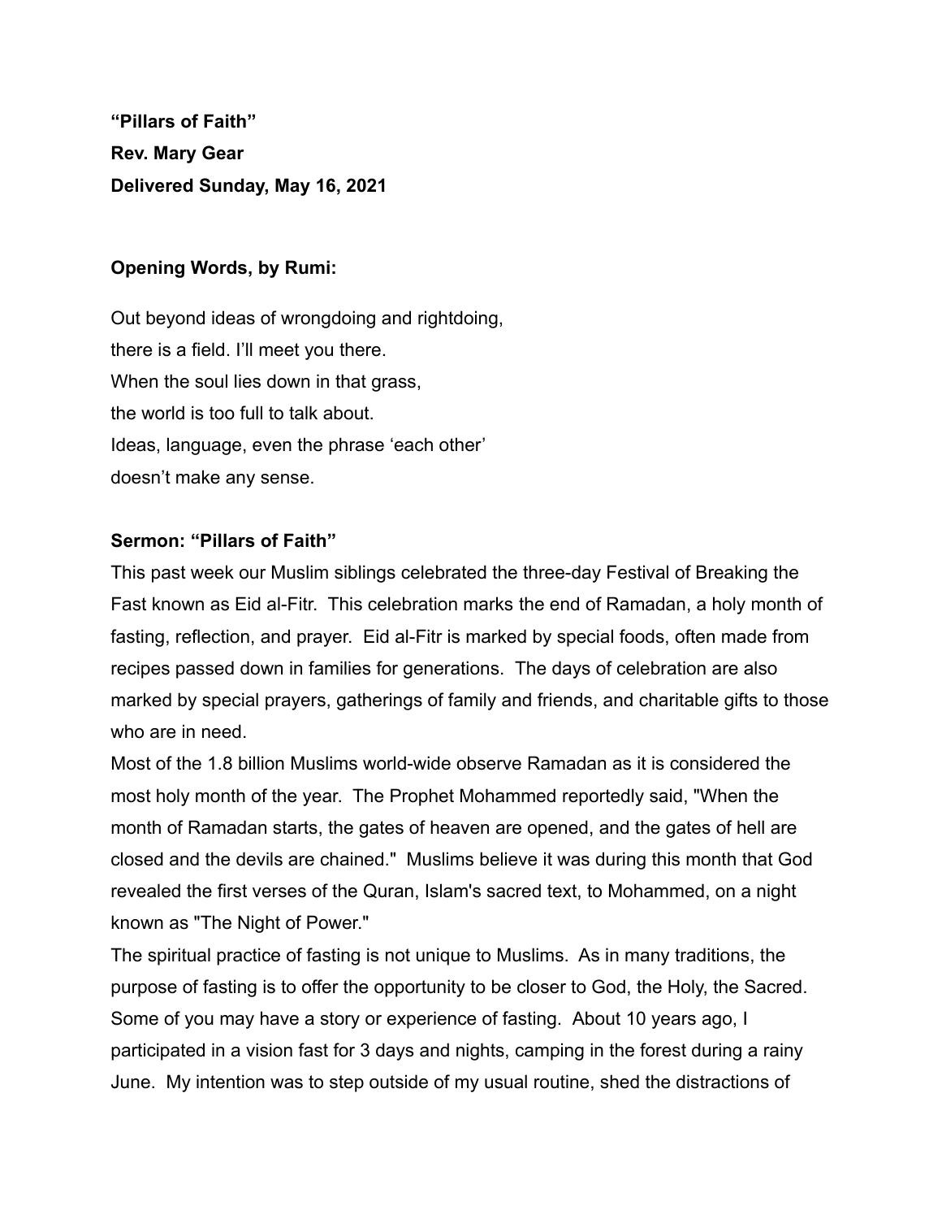**"Pillars of Faith"**

**Rev. Mary Gear**

**Delivered Sunday, May 16, 2021**

**Opening Words, by Rumi:**

Out beyond ideas of wrongdoing and rightdoing,
there is a field. I'll meet you there.
When the soul lies down in that grass,
the world is too full to talk about.
Ideas, language, even the phrase 'each other'
doesn't make any sense.

**Sermon: "Pillars of Faith"**

This past week our Muslim siblings celebrated the three-day Festival of Breaking the Fast known as Eid al-Fitr. This celebration marks the end of Ramadan, a holy month of fasting, reflection, and prayer. Eid al-Fitr is marked by special foods, often made from recipes passed down in families for generations. The days of celebration are also marked by special prayers, gatherings of family and friends, and charitable gifts to those who are in need.

Most of the 1.8 billion Muslims world-wide observe Ramadan as it is considered the most holy month of the year. The Prophet Mohammed reportedly said, "When the month of Ramadan starts, the gates of heaven are opened, and the gates of hell are closed and the devils are chained." Muslims believe it was during this month that God revealed the first verses of the Quran, Islam's sacred text, to Mohammed, on a night known as "The Night of Power."

The spiritual practice of fasting is not unique to Muslims. As in many traditions, the purpose of fasting is to offer the opportunity to be closer to God, the Holy, the Sacred. Some of you may have a story or experience of fasting. About 10 years ago, I participated in a vision fast for 3 days and nights, camping in the forest during a rainy June. My intention was to step outside of my usual routine, shed the distractions of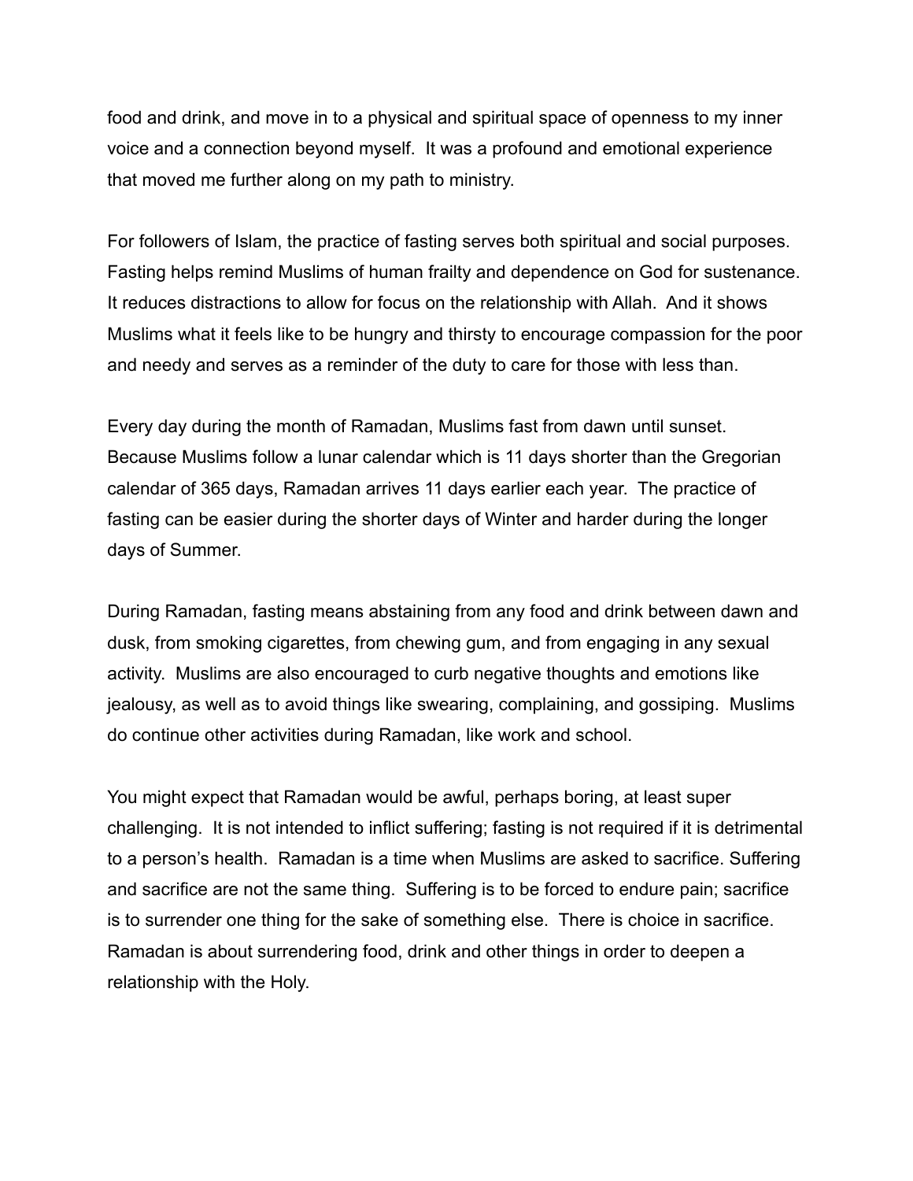food and drink, and move in to a physical and spiritual space of openness to my inner voice and a connection beyond myself.  It was a profound and emotional experience that moved me further along on my path to ministry.

For followers of Islam, the practice of fasting serves both spiritual and social purposes. Fasting helps remind Muslims of human frailty and dependence on God for sustenance. It reduces distractions to allow for focus on the relationship with Allah.  And it shows Muslims what it feels like to be hungry and thirsty to encourage compassion for the poor and needy and serves as a reminder of the duty to care for those with less than.

Every day during the month of Ramadan, Muslims fast from dawn until sunset. Because Muslims follow a lunar calendar which is 11 days shorter than the Gregorian calendar of 365 days, Ramadan arrives 11 days earlier each year.  The practice of fasting can be easier during the shorter days of Winter and harder during the longer days of Summer.

During Ramadan, fasting means abstaining from any food and drink between dawn and dusk, from smoking cigarettes, from chewing gum, and from engaging in any sexual activity.  Muslims are also encouraged to curb negative thoughts and emotions like jealousy, as well as to avoid things like swearing, complaining, and gossiping.  Muslims do continue other activities during Ramadan, like work and school.

You might expect that Ramadan would be awful, perhaps boring, at least super challenging.  It is not intended to inflict suffering; fasting is not required if it is detrimental to a person's health.  Ramadan is a time when Muslims are asked to sacrifice. Suffering and sacrifice are not the same thing.  Suffering is to be forced to endure pain; sacrifice is to surrender one thing for the sake of something else.  There is choice in sacrifice. Ramadan is about surrendering food, drink and other things in order to deepen a relationship with the Holy.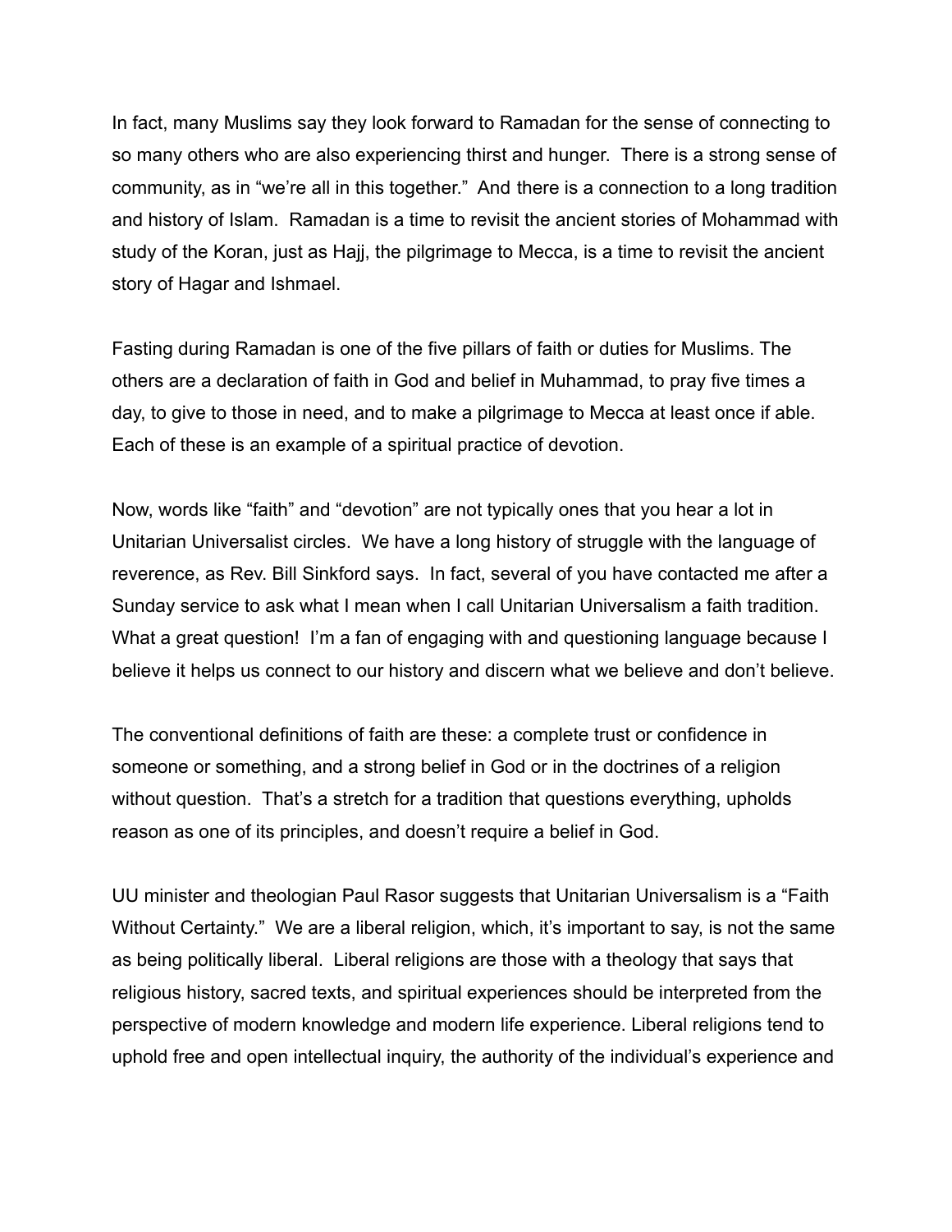In fact, many Muslims say they look forward to Ramadan for the sense of connecting to so many others who are also experiencing thirst and hunger. There is a strong sense of community, as in “we’re all in this together.” And there is a connection to a long tradition and history of Islam. Ramadan is a time to revisit the ancient stories of Mohammad with study of the Koran, just as Hajj, the pilgrimage to Mecca, is a time to revisit the ancient story of Hagar and Ishmael.

Fasting during Ramadan is one of the five pillars of faith or duties for Muslims. The others are a declaration of faith in God and belief in Muhammad, to pray five times a day, to give to those in need, and to make a pilgrimage to Mecca at least once if able. Each of these is an example of a spiritual practice of devotion.

Now, words like “faith” and “devotion” are not typically ones that you hear a lot in Unitarian Universalist circles. We have a long history of struggle with the language of reverence, as Rev. Bill Sinkford says. In fact, several of you have contacted me after a Sunday service to ask what I mean when I call Unitarian Universalism a faith tradition. What a great question! I’m a fan of engaging with and questioning language because I believe it helps us connect to our history and discern what we believe and don’t believe.

The conventional definitions of faith are these: a complete trust or confidence in someone or something, and a strong belief in God or in the doctrines of a religion without question. That’s a stretch for a tradition that questions everything, upholds reason as one of its principles, and doesn’t require a belief in God.

UU minister and theologian Paul Rasor suggests that Unitarian Universalism is a “Faith Without Certainty.” We are a liberal religion, which, it’s important to say, is not the same as being politically liberal. Liberal religions are those with a theology that says that religious history, sacred texts, and spiritual experiences should be interpreted from the perspective of modern knowledge and modern life experience. Liberal religions tend to uphold free and open intellectual inquiry, the authority of the individual’s experience and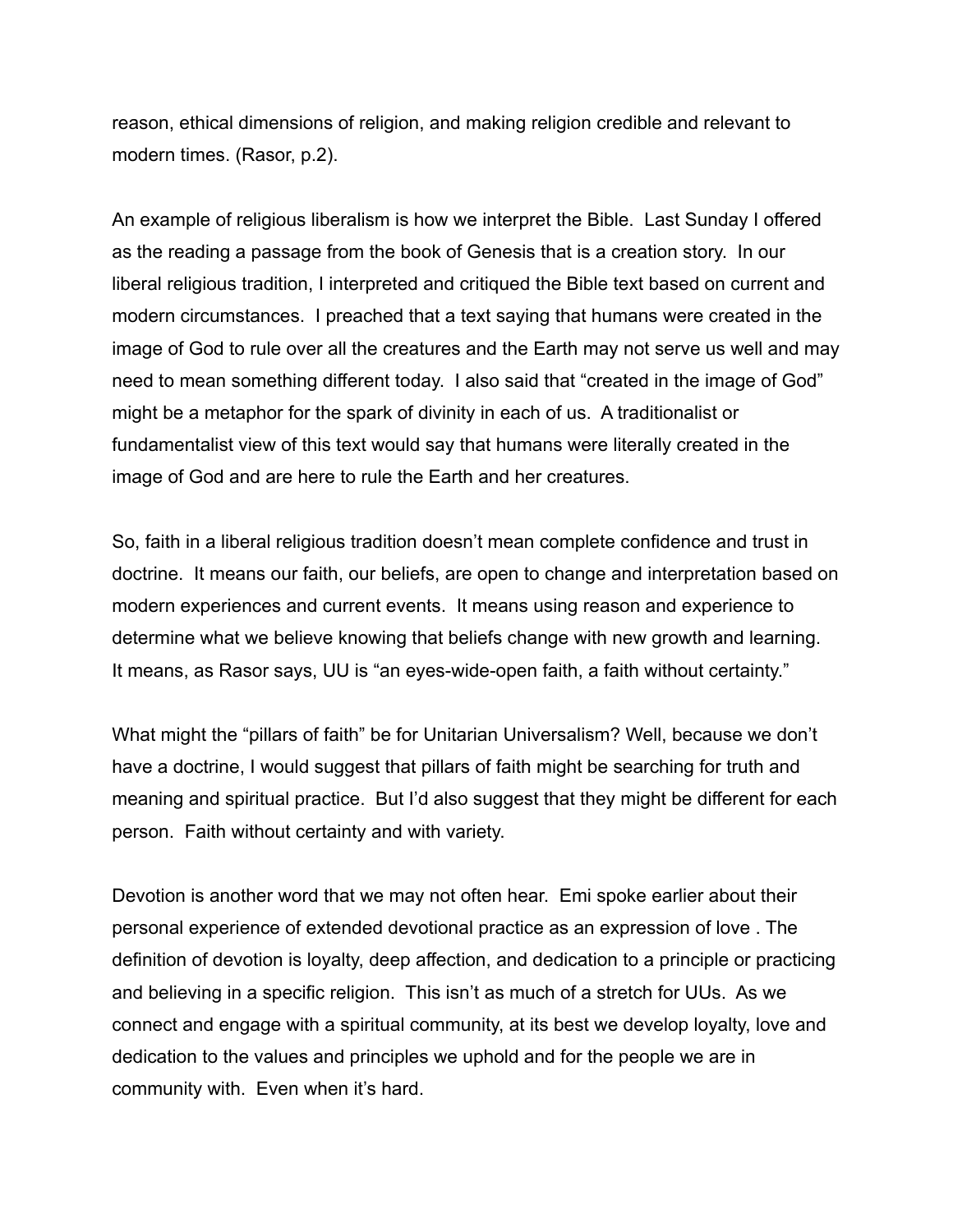reason, ethical dimensions of religion, and making religion credible and relevant to modern times. (Rasor, p.2).

An example of religious liberalism is how we interpret the Bible. Last Sunday I offered as the reading a passage from the book of Genesis that is a creation story. In our liberal religious tradition, I interpreted and critiqued the Bible text based on current and modern circumstances. I preached that a text saying that humans were created in the image of God to rule over all the creatures and the Earth may not serve us well and may need to mean something different today. I also said that "created in the image of God" might be a metaphor for the spark of divinity in each of us. A traditionalist or fundamentalist view of this text would say that humans were literally created in the image of God and are here to rule the Earth and her creatures.

So, faith in a liberal religious tradition doesn't mean complete confidence and trust in doctrine. It means our faith, our beliefs, are open to change and interpretation based on modern experiences and current events. It means using reason and experience to determine what we believe knowing that beliefs change with new growth and learning. It means, as Rasor says, UU is "an eyes-wide-open faith, a faith without certainty."

What might the "pillars of faith" be for Unitarian Universalism? Well, because we don't have a doctrine, I would suggest that pillars of faith might be searching for truth and meaning and spiritual practice. But I'd also suggest that they might be different for each person. Faith without certainty and with variety.

Devotion is another word that we may not often hear. Emi spoke earlier about their personal experience of extended devotional practice as an expression of love . The definition of devotion is loyalty, deep affection, and dedication to a principle or practicing and believing in a specific religion. This isn't as much of a stretch for UUs. As we connect and engage with a spiritual community, at its best we develop loyalty, love and dedication to the values and principles we uphold and for the people we are in community with. Even when it's hard.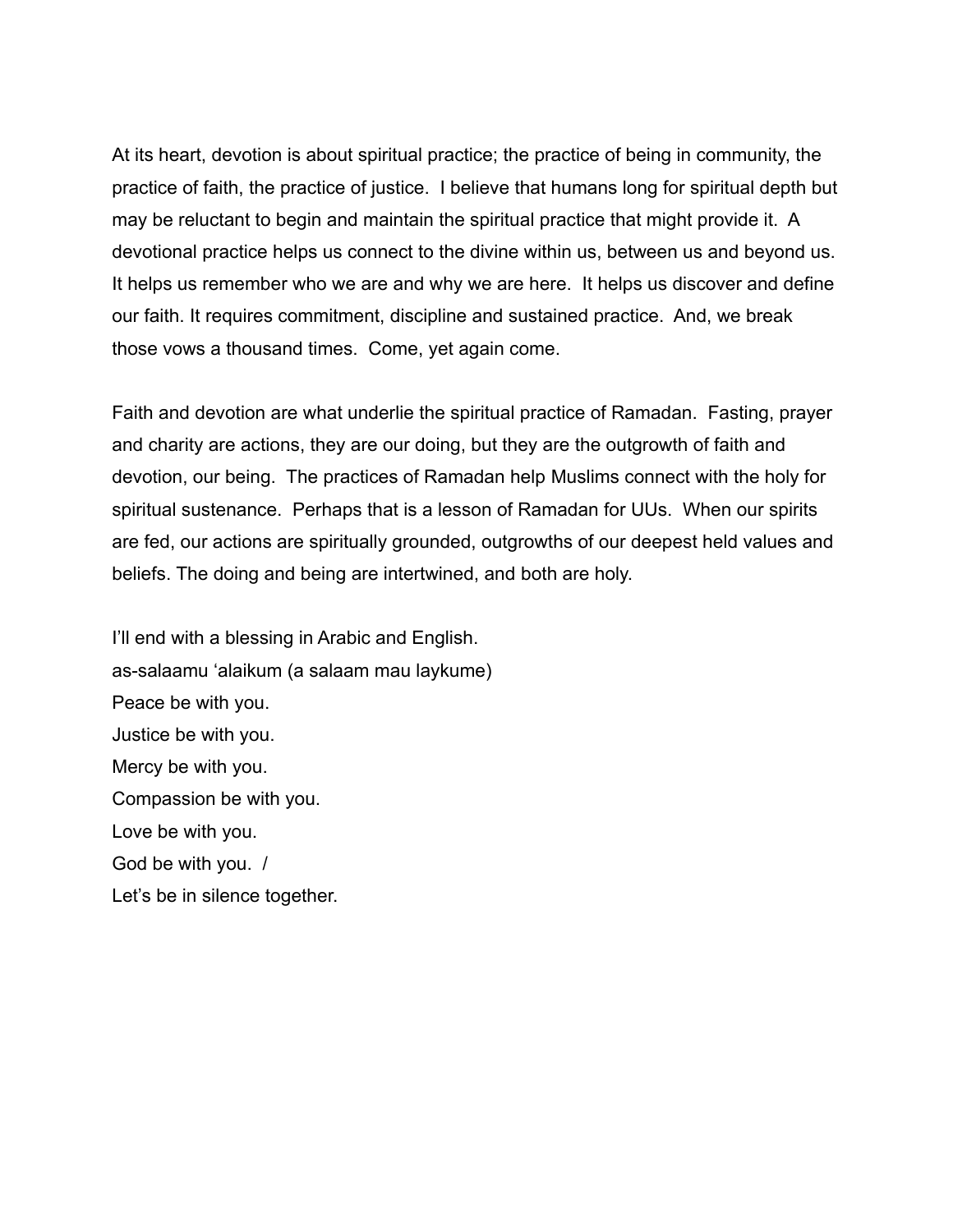At its heart, devotion is about spiritual practice; the practice of being in community, the practice of faith, the practice of justice. I believe that humans long for spiritual depth but may be reluctant to begin and maintain the spiritual practice that might provide it. A devotional practice helps us connect to the divine within us, between us and beyond us. It helps us remember who we are and why we are here. It helps us discover and define our faith. It requires commitment, discipline and sustained practice. And, we break those vows a thousand times. Come, yet again come.

Faith and devotion are what underlie the spiritual practice of Ramadan. Fasting, prayer and charity are actions, they are our doing, but they are the outgrowth of faith and devotion, our being. The practices of Ramadan help Muslims connect with the holy for spiritual sustenance. Perhaps that is a lesson of Ramadan for UUs. When our spirits are fed, our actions are spiritually grounded, outgrowths of our deepest held values and beliefs. The doing and being are intertwined, and both are holy.

I'll end with a blessing in Arabic and English.
as-salaamu 'alaikum (a salaam mau laykume)
Peace be with you.
Justice be with you.
Mercy be with you.
Compassion be with you.
Love be with you.
God be with you. /
Let's be in silence together.